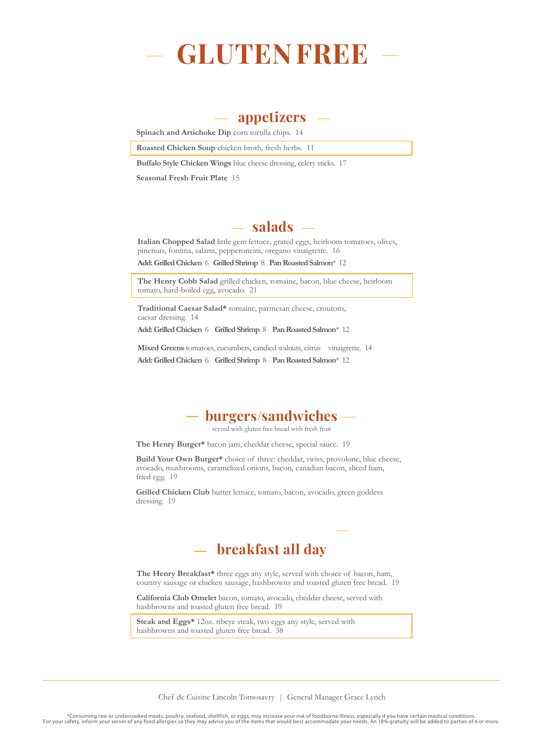# GLUTEN FREE

## appetizers

**Spinach and Artichoke Dip** corn tortilla chips. 14

**Roasted Chicken Soup** chicken broth, fresh herbs. 11

**Buffalo Style Chicken Wings** blue cheese dressing, celery sticks. 17

**Seasonal Fresh Fruit Plate** 15

## salads

**Italian Chopped Salad** little gem lettuce, grated eggs, heirloom tomatoes, olives, pinenuts, fontina, salami, pepperoncini, oregano vinaigrette. 16

**Add: Grilled Chicken** 6 **Grilled Shrimp** 8 **Pan Roasted Salmon*** 12

**The Henry Cobb Salad** grilled chicken, romaine, bacon, blue cheese, heirloom tomato, hard-boiled egg, avocado. 21

**Traditional Caesar Salad*** romaine, parmesan cheese, croutons, caesar dressing. 14

**Add: Grilled Chicken** 6 **Grilled Shrimp** 8 **Pan Roasted Salmon*** 12

**Mixed Greens** tomatoes, cucumbers, candied walnuts, citrus vinaigrette. 14

**Add: Grilled Chicken** 6 **Grilled Shrimp** 8 **Pan Roasted Salmon*** 12

## burgers/sandwiches

served with gluten free bread with fresh fruit

**The Henry Burger*** bacon jam, cheddar cheese, special sauce. 19

**Build Your Own Burger*** choice of three: cheddar, swiss, provolone, blue cheese, avocado, mushrooms, caramelized onions, bacon, canadian bacon, sliced ham, fried egg. 19

**Grilled Chicken Club** butter lettuce, tomato, bacon, avocado, green goddess dressing. 19

## breakfast all day

**The Henry Breakfast*** three eggs any style, served with choice of bacon, ham, country sausage or chicken sausage, hashbrowns and toasted gluten free bread. 19

**California Club Omelet** bacon, tomato, avocado, cheddar cheese, served with hashbrowns and toasted gluten free bread. 19

**Steak and Eggs*** 12oz. ribeye steak, two eggs any style, served with hashbrowns and toasted gluten free bread. 38

Chef de Cuisine Lincoln Tomosavry | General Manager Grace Lynch

*Consuming raw or undercooked meats, poultry, seafood, shellfish, or eggs, may increase your risk of foodborne illness, especially if you have certain medical conditions.
For your safety, inform your server of any food allergies so they may advise you of the items that would best accommodate your needs. An 18% gratuity will be added to parties of 6 or more.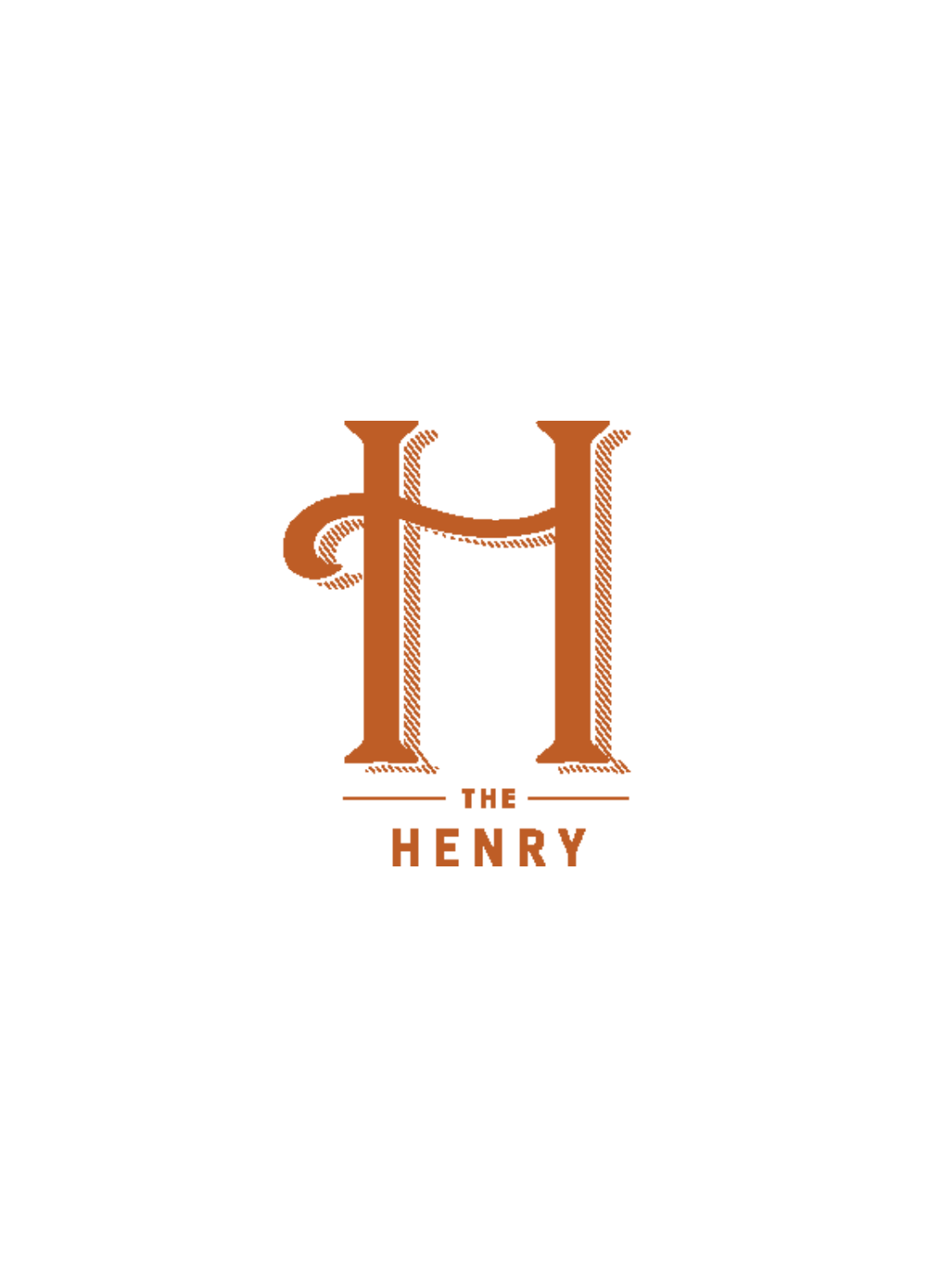THE

HENRY